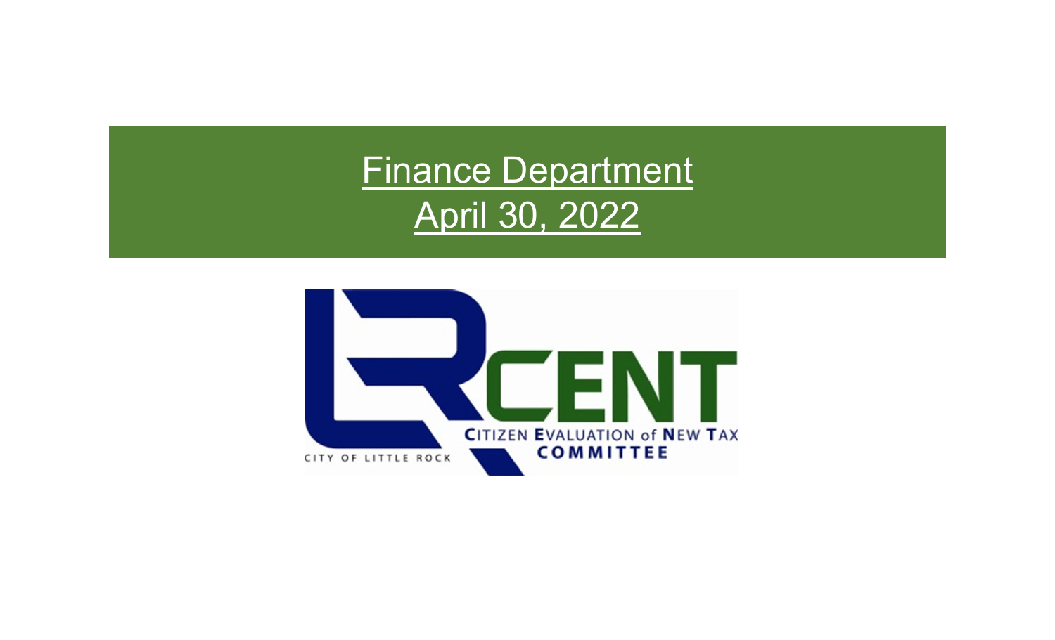# Finance Department

# April 30, 2022

CITY OF LITTLE ROCK

LRCENT

CITIZEN EVALUATION of NEW TAX COMMITTEE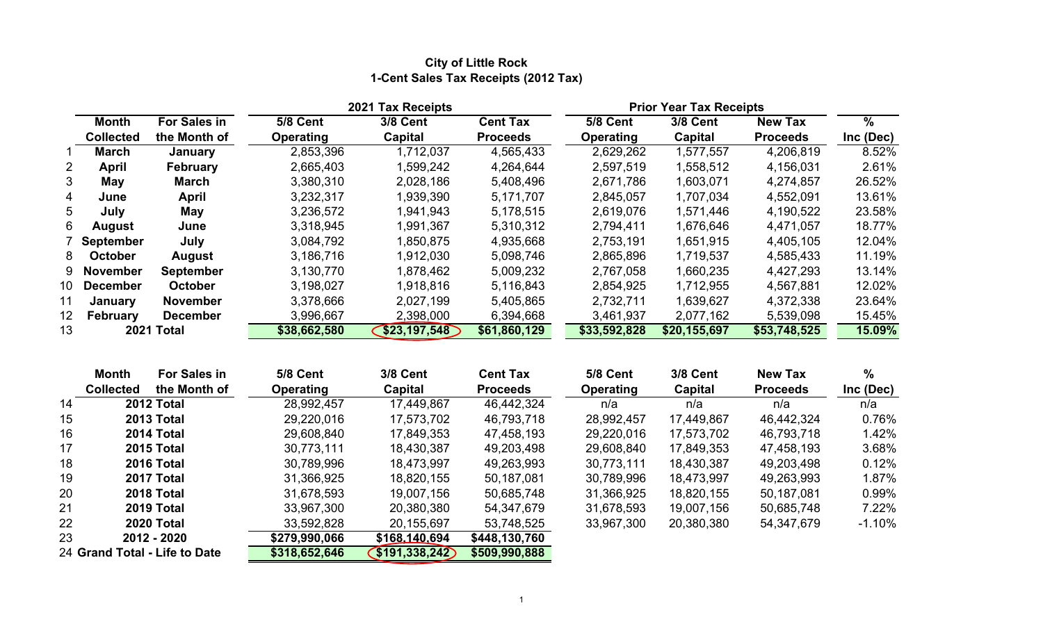# City of Little Rock
## 1-Cent Sales Tax Receipts (2012 Tax)

| | Month Collected | For Sales in the Month of | 2021 Tax Receipts 5/8 Cent Operating | 3/8 Cent Capital | Cent Tax Proceeds | Prior Year Tax Receipts 5/8 Cent Operating | 3/8 Cent Capital | New Tax Proceeds | % Inc (Dec) |
|---|---|---|---|---|---|---|---|---|---|
| 1 | **March** | **January** | 2,853,396 | 1,712,037 | 4,565,433 | 2,629,262 | 1,577,557 | 4,206,819 | 8.52% |
| 2 | **April** | **February** | 2,665,403 | 1,599,242 | 4,264,644 | 2,597,519 | 1,558,512 | 4,156,031 | 2.61% |
| 3 | **May** | **March** | 3,380,310 | 2,028,186 | 5,408,496 | 2,671,786 | 1,603,071 | 4,274,857 | 26.52% |
| 4 | **June** | **April** | 3,232,317 | 1,939,390 | 5,171,707 | 2,845,057 | 1,707,034 | 4,552,091 | 13.61% |
| 5 | **July** | **May** | 3,236,572 | 1,941,943 | 5,178,515 | 2,619,076 | 1,571,446 | 4,190,522 | 23.58% |
| 6 | **August** | **June** | 3,318,945 | 1,991,367 | 5,310,312 | 2,794,411 | 1,676,646 | 4,471,057 | 18.77% |
| 7 | **September** | **July** | 3,084,792 | 1,850,875 | 4,935,668 | 2,753,191 | 1,651,915 | 4,405,105 | 12.04% |
| 8 | **October** | **August** | 3,186,716 | 1,912,030 | 5,098,746 | 2,865,896 | 1,719,537 | 4,585,433 | 11.19% |
| 9 | **November** | **September** | 3,130,770 | 1,878,462 | 5,009,232 | 2,767,058 | 1,660,235 | 4,427,293 | 13.14% |
| 10 | **December** | **October** | 3,198,027 | 1,918,816 | 5,116,843 | 2,854,925 | 1,712,955 | 4,567,881 | 12.02% |
| 11 | **January** | **November** | 3,378,666 | 2,027,199 | 5,405,865 | 2,732,711 | 1,639,627 | 4,372,338 | 23.64% |
| 12 | **February** | **December** | 3,996,667 | 2,398,000 | 6,394,668 | 3,461,937 | 2,077,162 | 5,539,098 | 15.45% |
| 13 | **2021 Total** | | **$38,662,580** | **$23,197,548** | **$61,860,129** | **$33,592,828** | **$20,155,697** | **$53,748,525** | **15.09%** |

| | Month Collected | For Sales in the Month of | 5/8 Cent Operating | 3/8 Cent Capital | Cent Tax Proceeds | 5/8 Cent Operating | 3/8 Cent Capital | New Tax Proceeds | % Inc (Dec) |
|---|---|---|---|---|---|---|---|---|---|
| 14 | **2012 Total** | | 28,992,457 | 17,449,867 | 46,442,324 | n/a | n/a | n/a | n/a |
| 15 | **2013 Total** | | 29,220,016 | 17,573,702 | 46,793,718 | 28,992,457 | 17,449,867 | 46,442,324 | 0.76% |
| 16 | **2014 Total** | | 29,608,840 | 17,849,353 | 47,458,193 | 29,220,016 | 17,573,702 | 46,793,718 | 1.42% |
| 17 | **2015 Total** | | 30,773,111 | 18,430,387 | 49,203,498 | 29,608,840 | 17,849,353 | 47,458,193 | 3.68% |
| 18 | **2016 Total** | | 30,789,996 | 18,473,997 | 49,263,993 | 30,773,111 | 18,430,387 | 49,203,498 | 0.12% |
| 19 | **2017 Total** | | 31,366,925 | 18,820,155 | 50,187,081 | 30,789,996 | 18,473,997 | 49,263,993 | 1.87% |
| 20 | **2018 Total** | | 31,678,593 | 19,007,156 | 50,685,748 | 31,366,925 | 18,820,155 | 50,187,081 | 0.99% |
| 21 | **2019 Total** | | 33,967,300 | 20,380,380 | 54,347,679 | 31,678,593 | 19,007,156 | 50,685,748 | 7.22% |
| 22 | **2020 Total** | | 33,592,828 | 20,155,697 | 53,748,525 | 33,967,300 | 20,380,380 | 54,347,679 | -1.10% |
| 23 | **2012 - 2020** | | **$279,990,066** | **$168,140,694** | **$448,130,760** | | | | |
| 24 | **Grand Total - Life to Date** | | **$318,652,646** | **$191,338,242** | **$509,990,888** | | | | |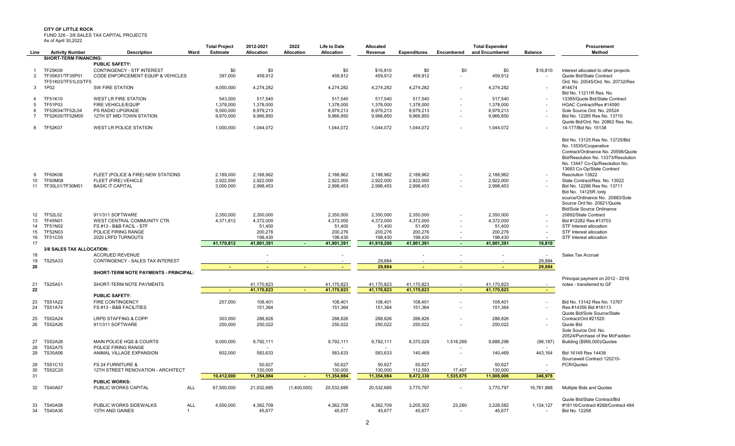**CITY OF LITTLE ROCK**
FUND 326 - 3/8 SALES TAX CAPITAL PROJECTS
As of April 30,2022

| Line | Activity Number | Description | Ward | Total Project Estimate | 2012-2021 Allocation | 2022 Allocation | Life to Date Allocation | Allocated Revenue | Expenditures | Encumbered | Total Expended and Encumbered | Balance | Procurement Method |
|---|---|---|---|---|---|---|---|---|---|---|---|---|---|
| | **SHORT-TERM FINANCING:** | | | | | | | | | | | | |
| | | **PUBLIC SAFETY:** | | | | | | | | | | | |
| 1 | TF25K09 | CONTINGENCY - STF INTEREST | | $0 | $0 | | $0 | $16,810 | $0 | $0 | $0 | $16,810 | Interest allocated to other projects |
| 2 | TF35K01/TF35P01 | CODE ENFORCEMENT EQUIP & VEHICLES | | 397,000 | 459,912 | | 459,912 | 459,912 | 459,912 | - | 459,912 | - | Quote Bid/State Contract |
| 3 | TF51K03/TF51L03/TF5 1P02 | SW FIRE STATION | | 4,050,000 | 4,274,282 | | 4,274,282 | 4,274,282 | 4,274,282 | - | 4,274,282 | - | Ord. No. 20545/Ord. No. 20732/Res #14674 |
| 4 | TF51K10 | WEST LR FIRE STATION | | 543,000 | 517,540 | | 517,540 | 517,540 | 517,540 | - | 517,540 | - | Bid No. 11211R Res. No. 13385/Quote Bid/State Contract |
| 5 | TF51P03 | FIRE VEHICLE/EQUIP | | 1,378,000 | 1,378,000 | | 1,378,000 | 1,378,000 | 1,378,000 | - | 1,378,000 | - | HGAC Contract/Res #14590 |
| 6 | TF52K04/TF52L04 | PS RADIO UPGRADE | | 9,000,000 | 8,979,213 | | 8,979,213 | 8,979,213 | 8,979,213 | - | 8,979,213 | - | Sole Source Ord. No. 20524 |
| 7 | TF52K05/TF52M05 | 12TH ST MID-TOWN STATION | | 9,970,000 | 9,966,850 | | 9,966,850 | 9,966,850 | 9,966,850 | - | 9,966,850 | - | Bid No. 12285 Res No. 13710 |
| 8 | TF52K07 | WEST LR POLICE STATION | | 1,000,000 | 1,044,072 | | 1,044,072 | 1,044,072 | 1,044,072 | - | 1,044,072 | - | Quote Bid/Ord. No. 20862 Res. No. 14-177/Bid No. 15138 |
| 9 | TF60K08 | FLEET (POLICE & FIRE) NEW STATIONS | | 2,189,000 | 2,188,962 | | 2,188,962 | 2,188,962 | 2,188,962 | - | 2,188,962 | - | Bid No. 13125 Res No. 13725/Bid No. 13535/Cooperative Contract/Ordinance No. 20598/Quote Bid/Resolution No. 13373/Resolution No. 13447 Co-Op/Resolution No. 13683 Co-Op/State Contract Resolution 13922 |
| 10 | TF60M08 | FLEET (FIRE) VEHICLE | | 2,922,000 | 2,922,000 | | 2,922,000 | 2,922,000 | 2,922,000 | - | 2,922,000 | - | State Contract/Res. No. 13922 |
| 11 | TF30L01/TF30M01 | BASIC IT CAPITAL | | 3,000,000 | 2,998,453 | | 2,998,453 | 2,998,453 | 2,998,453 | - | 2,998,453 | - | Bid No. 12286 Res No. 13711 |
| 12 | TF52L02 | 911/311 SOFTWARE | | 2,350,000 | 2,350,000 | | 2,350,000 | 2,350,000 | 2,350,000 | - | 2,350,000 | - | Bid No. 14125R /only source/Ordinance No. 20883/Sole Source Ord No. 20621/Quote Bid/Sole Source Ordinance 20892/State Contract |
| 13 | TF45N01 | WEST CENTRAL COMMUNITY CTR. | | 4,371,812 | 4,372,000 | | 4,372,000 | 4,372,000 | 4,372,000 | - | 4,372,000 | - | Bid #12282 Res #13703 |
| 14 | TF51N02 | FS #13 - B&B FACIL - STF | | | 51,400 | | 51,400 | 51,400 | 51,400 | - | 51,400 | - | STF Interest allocation |
| 15 | TF52N03 | POLICE FIRING RANGE | | | 200,276 | | 200,276 | 200,276 | 200,276 | - | 200,276 | - | STF Interest allocation |
| 16 | TF51C05 | 2020 LRFD TURNOUTS | | | 198,430 | | 198,430 | 198,430 | 198,430 | - | 198,430 | - | STF Interest allocation |
| 17 | | | | **41,170,812** | **41,901,391** | **-** | **41,901,391** | **41,918,200** | **41,901,391** | **-** | **41,901,391** | **16,810** | |
| | **3/8 SALES TAX ALLOCATION:** | | | | | | | | | | | | |
| 18 | | ACCRUED REVENUE | | | - | | - | | - | - | - | - | Sales Tax Accrual |
| 19 | TS25A33 | CONTINGENCY - SALES TAX INTEREST | | | - | | - | 29,884 | - | - | - | 29,884 | |
| 20 | | | | **-** | **-** | **-** | **-** | **29,884** | **-** | **-** | **-** | **29,884** | |
| | | **SHORT-TERM NOTE PAYMENTS - PRINCIPAL:** | | | | | | | | | | | |
| 21 | TS25A51 | SHORT-TERM NOTE PAYMENTS | | | 41,170,823 | | 41,170,823 | 41,170,823 | 41,170,823 | - | 41,170,823 | - | Principal payment on 2012 - 2016 notes - transferred to GF |
| 22 | | | | **-** | **41,170,823** | **-** | **41,170,823** | **41,170,823** | **41,170,823** | **-** | **41,170,823** | **-** | |
| | | **PUBLIC SAFETY:** | | | | | | | | | | | |
| 23 | TS51A22 | FIRE CONTINGENCY | | 257,000 | 108,401 | | 108,401 | 108,401 | 108,401 | - | 108,401 | - | Bid No. 13142 Res No. 13767 |
| 24 | TS51A74 | FS #13 - B&B FACILITIES | | | 151,364 | | 151,364 | 151,364 | 151,364 | - | 151,364 | - | Res #14356 Bid #16113 |
| 25 | TS52A24 | LRPD STAFFING & COPP | | 303,000 | 288,826 | | 288,826 | 288,826 | 288,826 | - | 288,826 | - | Quote Bid/Sole Source/State Contract/Ord #21520 |
| 26 | TS52A26 | 911/311 SOFTWARE | | 250,000 | 250,022 | | 250,022 | 250,022 | 250,022 | - | 250,022 | - | Quote Bid |
| 27 | TS52A28 | MAIN POLICE HQS & COURTS | | 9,000,000 | 9,792,111 | | 9,792,111 | 9,792,111 | 8,370,029 | 1,518,269 | 9,888,298 | (96,187) | Sole Source Ord. No. 20524/Purchase of the McFadden Building ($956,000)/Quotes |
| 28 | TS52A75 | POLICE FIRING RANGE | | | - | | - | - | - | - | - | - | |
| 29 | TS35A06 | ANIMAL VILLAGE EXPANSION | | 602,000 | 583,633 | | 583,633 | 583,633 | 140,469 | - | 140,469 | 443,164 | Bid 16149 Res 14438 |
| 29 | TS51C10 | FS 24 FURNITURE & | | | 50,627 | | 50,627 | 50,627 | 50,627 | - | 50,627 | - | Sourcewell Contract 120215-PCR/Quotes |
| 30 | TS52C20 | 12TH STREET RENOVATION - ARCHITECT | | | 130,000 | | 130,000 | 130,000 | 112,593 | 17,407 | 130,000 | - | |
| 31 | | | | **10,412,000** | **11,354,984** | **-** | **11,354,984** | **11,354,984** | **9,472,330** | **1,535,675** | **11,008,006** | **346,978** | |
| | | **PUBLIC WORKS:** | | | | | | | | | | | |
| 32 | TS40A07 | PUBLIC WORKS CAPITAL | ALL | 67,500,000 | 21,932,685 | (1,400,000) | 20,532,685 | 20,532,685 | 3,770,797 | - | 3,770,797 | 16,761,888 | Multiple Bids and Quotes |
| 33 | TS40A08 | PUBLIC WORKS SIDEWALKS | ALL | 4,500,000 | 4,362,709 | | 4,362,709 | 4,362,709 | 3,205,302 | 23,280 | 3,228,582 | 1,134,127 | Quote Bid/State Contract/Bid #18116/Contract #268/Contract 484 |
| 34 | TS40A35 | 13TH AND GAINES | 1 | | 45,677 | | 45,677 | 45,677 | 45,677 | - | 45,677 | - | Bid No. 12258 |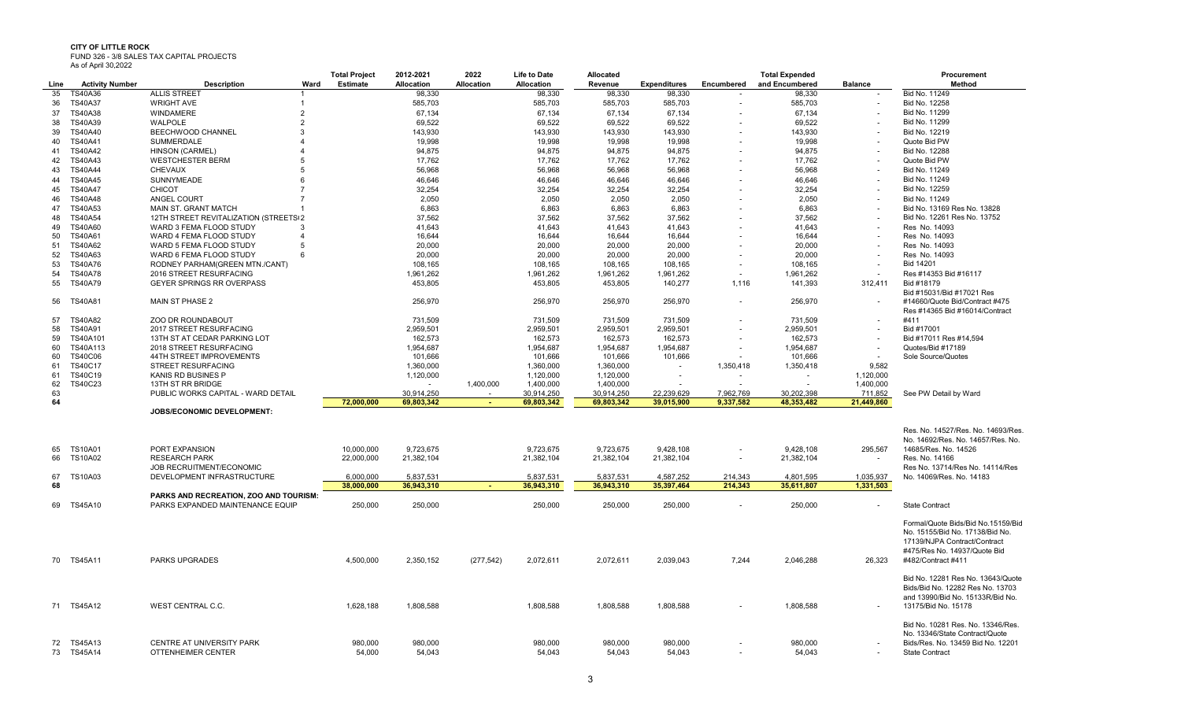**CITY OF LITTLE ROCK**
FUND 326 - 3/8 SALES TAX CAPITAL PROJECTS
As of April 30,2022

| Line | Activity Number | Description | Ward | Total Project Estimate | 2012-2021 Allocation | 2022 Allocation | Life to Date Allocation | Allocated Revenue | Expenditures | Encumbered | Total Expended and Encumbered | Balance | Procurement Method |
|---|---|---|---|---|---|---|---|---|---|---|---|---|---|
| 35 | TS40A36 | ALLIS STREET | 1 | | 98,330 | | 98,330 | 98,330 | 98,330 | - | 98,330 | - | Bid No. 11249 |
| 36 | TS40A37 | WRIGHT AVE | 1 | | 585,703 | | 585,703 | 585,703 | 585,703 | - | 585,703 | - | Bid No. 12258 |
| 37 | TS40A38 | WINDAMERE | 2 | | 67,134 | | 67,134 | 67,134 | 67,134 | - | 67,134 | - | Bid No. 11299 |
| 38 | TS40A39 | WALPOLE | 2 | | 69,522 | | 69,522 | 69,522 | 69,522 | - | 69,522 | - | Bid No. 11299 |
| 39 | TS40A40 | BEECHWOOD CHANNEL | 3 | | 143,930 | | 143,930 | 143,930 | 143,930 | - | 143,930 | - | Bid No. 12219 |
| 40 | TS40A41 | SUMMERDALE | 4 | | 19,998 | | 19,998 | 19,998 | 19,998 | - | 19,998 | - | Quote Bid PW |
| 41 | TS40A42 | HINSON (CARMEL) | 4 | | 94,875 | | 94,875 | 94,875 | 94,875 | - | 94,875 | - | Bid No. 12288 |
| 42 | TS40A43 | WESTCHESTER BERM | 5 | | 17,762 | | 17,762 | 17,762 | 17,762 | - | 17,762 | - | Quote Bid PW |
| 43 | TS40A44 | CHEVAUX | 5 | | 56,968 | | 56,968 | 56,968 | 56,968 | - | 56,968 | - | Bid No. 11249 |
| 44 | TS40A45 | SUNNYMEADE | 6 | | 46,646 | | 46,646 | 46,646 | 46,646 | - | 46,646 | - | Bid No. 11249 |
| 45 | TS40A47 | CHICOT | 7 | | 32,254 | | 32,254 | 32,254 | 32,254 | - | 32,254 | - | Bid No. 12259 |
| 46 | TS40A48 | ANGEL COURT | 7 | | 2,050 | | 2,050 | 2,050 | 2,050 | - | 2,050 | - | Bid No. 11249 |
| 47 | TS40A53 | MAIN ST. GRANT MATCH | 1 | | 6,863 | | 6,863 | 6,863 | 6,863 | - | 6,863 | - | Bid No. 13169 Res No. 13828 |
| 48 | TS40A54 | 12TH STREET REVITALIZATION (STREETS | 2 | | 37,562 | | 37,562 | 37,562 | 37,562 | - | 37,562 | - | Bid No. 12261 Res No. 13752 |
| 49 | TS40A60 | WARD 3 FEMA FLOOD STUDY | 3 | | 41,643 | | 41,643 | 41,643 | 41,643 | - | 41,643 | - | Res No. 14093 |
| 50 | TS40A61 | WARD 4 FEMA FLOOD STUDY | 4 | | 16,644 | | 16,644 | 16,644 | 16,644 | - | 16,644 | - | Res No. 14093 |
| 51 | TS40A62 | WARD 5 FEMA FLOOD STUDY | 5 | | 20,000 | | 20,000 | 20,000 | 20,000 | - | 20,000 | - | Res No. 14093 |
| 52 | TS40A63 | WARD 6 FEMA FLOOD STUDY | 6 | | 20,000 | | 20,000 | 20,000 | 20,000 | - | 20,000 | - | Res No. 14093 |
| 53 | TS40A76 | RODNEY PARHAM(GREEN MTN./CANT) | | | 108,165 | | 108,165 | 108,165 | 108,165 | - | 108,165 | - | Bid 14201 |
| 54 | TS40A78 | 2016 STREET RESURFACING | | | 1,961,262 | | 1,961,262 | 1,961,262 | 1,961,262 | - | 1,961,262 | - | Res #14353 Bid #16117 |
| 55 | TS40A79 | GEYER SPRINGS RR OVERPASS | | | 453,805 | | 453,805 | 453,805 | 140,277 | 1,116 | 141,393 | 312,411 | Bid #18179 |
| 56 | TS40A81 | MAIN ST PHASE 2 | | | 256,970 | | 256,970 | 256,970 | 256,970 | - | 256,970 | - | Bid #15031/Bid #17021 Res #14660/Quote Bid/Contract #475 |
| 57 | TS40A82 | ZOO DR ROUNDABOUT | | | 731,509 | | 731,509 | 731,509 | 731,509 | - | 731,509 | - | Res #14365 Bid #16014/Contract #411 |
| 58 | TS40A91 | 2017 STREET RESURFACING | | | 2,959,501 | | 2,959,501 | 2,959,501 | 2,959,501 | - | 2,959,501 | - | Bid #17001 |
| 59 | TS40A101 | 13TH ST AT CEDAR PARKING LOT | | | 162,573 | | 162,573 | 162,573 | 162,573 | - | 162,573 | - | Bid #17011 Res #14,594 |
| 60 | TS40A113 | 2018 STREET RESURFACING | | | 1,954,687 | | 1,954,687 | 1,954,687 | 1,954,687 | - | 1,954,687 | - | Quotes/Bid #17189 |
| 60 | TS40C06 | 44TH STREET IMPROVEMENTS | | | 101,666 | | 101,666 | 101,666 | 101,666 | - | 101,666 | - | Sole Source/Quotes |
| 61 | TS40C17 | STREET RESURFACING | | | 1,360,000 | | 1,360,000 | 1,360,000 | - | 1,350,418 | 1,350,418 | 9,582 | |
| 61 | TS40C19 | KANIS RD BUSINES P | | | 1,120,000 | | 1,120,000 | 1,120,000 | - | - | - | 1,120,000 | |
| 62 | TS40C23 | 13TH ST RR BRIDGE | | | - | 1,400,000 | 1,400,000 | 1,400,000 | - | - | - | 1,400,000 | |
| 63 | | PUBLIC WORKS CAPITAL - WARD DETAIL | | | 30,914,250 | - | 30,914,250 | 30,914,250 | 22,239,629 | 7,962,769 | 30,202,398 | 711,852 | See PW Detail by Ward |
| 64 | | | | 72,000,000 | 69,803,342 | - | 69,803,342 | 69,803,342 | 39,015,900 | 9,337,582 | 48,353,482 | 21,449,860 | |
| | | **JOBS/ECONOMIC DEVELOPMENT:** | | | | | | | | | | | |
| 65 | TS10A01 | PORT EXPANSION | | 10,000,000 | 9,723,675 | | 9,723,675 | 9,723,675 | 9,428,108 | - | 9,428,108 | 295,567 | Res. No. 14527/Res. No. 14693/Res. No. 14692/Res. No. 14657/Res. No. 14685/Res. No. 14526 |
| 66 | TS10A02 | RESEARCH PARK | | 22,000,000 | 21,382,104 | | 21,382,104 | 21,382,104 | 21,382,104 | - | 21,382,104 | - | Res. No. 14166 |
| 67 | TS10A03 | JOB RECRUITMENT/ECONOMIC DEVELOPMENT INFRASTRUCTURE | | 6,000,000 | 5,837,531 | | 5,837,531 | 5,837,531 | 4,587,252 | 214,343 | 4,801,595 | 1,035,937 | Res No. 13714/Res No. 14114/Res No. 14069/Res. No. 14183 |
| 68 | | | | 38,000,000 | 36,943,310 | - | 36,943,310 | 36,943,310 | 35,397,464 | 214,343 | 35,611,807 | 1,331,503 | |
| | | **PARKS AND RECREATION, ZOO AND TOURISM:** | | | | | | | | | | | |
| 69 | TS45A10 | PARKS EXPANDED MAINTENANCE EQUIP | | 250,000 | 250,000 | | 250,000 | 250,000 | 250,000 | - | 250,000 | - | State Contract |
| 70 | TS45A11 | PARKS UPGRADES | | 4,500,000 | 2,350,152 | (277,542) | 2,072,611 | 2,072,611 | 2,039,043 | 7,244 | 2,046,288 | 26,323 | Formal/Quote Bids/Bid No.15159/Bid No. 15155/Bid No. 17138/Bid No. 17139/NJPA Contract/Contract #475/Res No. 14937/Quote Bid #482/Contract #411 |
| 71 | TS45A12 | WEST CENTRAL C.C. | | 1,628,188 | 1,808,588 | | 1,808,588 | 1,808,588 | 1,808,588 | - | 1,808,588 | - | Bid No. 12281 Res No. 13643/Quote Bids/Bid No. 12282 Res No. 13703 and 13990/Bid No. 15133R/Bid No. 13175/Bid No. 15178 |
| 72 | TS45A13 | CENTRE AT UNIVERSITY PARK | | 980,000 | 980,000 | | 980,000 | 980,000 | 980,000 | - | 980,000 | - | Bid No. 10281 Res. No. 13346/Res. No. 13346/State Contract/Quote Bids/Res. No. 13459 Bid No. 12201 |
| 73 | TS45A14 | OTTENHEIMER CENTER | | 54,000 | 54,043 | | 54,043 | 54,043 | 54,043 | - | 54,043 | - | State Contract |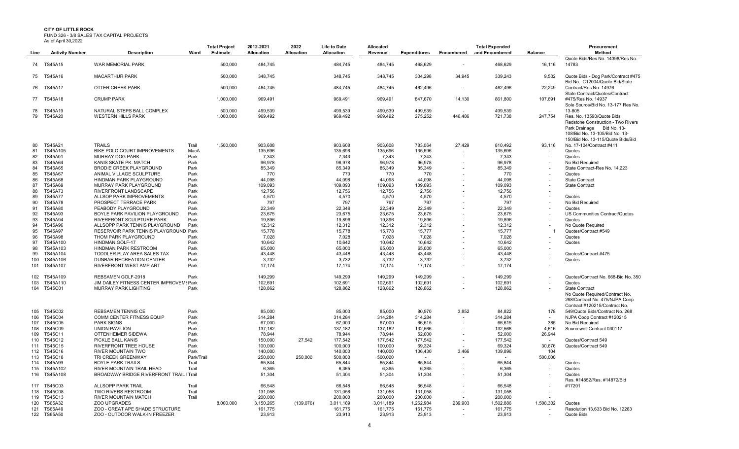**CITY OF LITTLE ROCK**
FUND 326 - 3/8 SALES TAX CAPITAL PROJECTS
As of April 30,2022

| Line | Activity Number | Description | Ward | Total Project Estimate | 2012-2021 Allocation | 2022 Allocation | Life to Date Allocation | Allocated Revenue | Expenditures | Encumbered | Total Expended and Encumbered | Balance | Procurement Method |
|---|---|---|---|---|---|---|---|---|---|---|---|---|---|
| 74 | TS45A15 | WAR MEMORIAL PARK | | 500,000 | 484,745 | | 484,745 | 484,745 | 468,629 | - | 468,629 | 16,116 | Quote Bids/Res No. 14398/Res No. 14783 |
| 75 | TS45A16 | MACARTHUR PARK | | 500,000 | 348,745 | | 348,745 | 348,745 | 304,298 | 34,945 | 339,243 | 9,502 | Quote Bids - Dog Park/Contract #475 |
| 76 | TS45A17 | OTTER CREEK PARK | | 500,000 | 484,745 | | 484,745 | 484,745 | 462,496 | - | 462,496 | 22,249 | Bid No. C12004/Quote Bid/State Contract/Res No. 14976 |
| 77 | TS45A18 | CRUMP PARK | | 1,000,000 | 969,491 | | 969,491 | 969,491 | 847,670 | 14,130 | 861,800 | 107,691 | State Contract/Quotes/Contract #475/Res No. 14937 |
| 78 | TS45A19 | NATURAL STEPS BALL COMPLEX | | 500,000 | 499,539 | | 499,539 | 499,539 | 499,539 | - | 499,539 | - | Sole Source/Bid No. 13-177 Res No. 13-805 |
| 79 | TS45A20 | WESTERN HILLS PARK | | 1,000,000 | 969,492 | | 969,492 | 969,492 | 275,252 | 446,486 | 721,738 | 247,754 | Res. No. 13590/Quote Bids |
| 80 | TS45A21 | TRAILS | Trail | 1,500,000 | 903,608 | | 903,608 | 903,608 | 783,064 | 27,429 | 810,492 | 93,116 | Redstone Construction - Two Rivers Park Drainage Bid No. 13-108/Bid No. 13-105/Bid No. 13-150/Bid No. 13-115/Quote Bids/Bid No. 17-104/Contract #411 |
| 81 | TS45A105 | BIKE POLO COURT IMPROVEMENTS | MacA | | 135,696 | | 135,696 | 135,696 | 135,696 | - | 135,696 | - | Quotes |
| 82 | TS45A01 | MURRAY DOG PARK | Park | | 7,343 | | 7,343 | 7,343 | 7,343 | - | 7,343 | - | Quotes |
| 83 | TS45A64 | KANIS SKATE PK. MATCH | Park | | 96,978 | | 96,978 | 96,978 | 96,978 | - | 96,978 | - | No Bid Required |
| 84 | TS45A65 | BRODIE CREEK PLAYGROUND | Park | | 85,349 | | 85,349 | 85,349 | 85,349 | - | 85,349 | - | State Contract-Res No. 14,223 |
| 85 | TS45A67 | ANIMAL VILLAGE SCULPTURE | Park | | 770 | | 770 | 770 | 770 | - | 770 | - | Quotes |
| 86 | TS45A68 | HINDMAN PARK PLAYGROUND | Park | | 44,098 | | 44,098 | 44,098 | 44,098 | - | 44,098 | - | State Contract |
| 87 | TS45A69 | MURRAY PARK PLAYGROUND | Park | | 109,093 | | 109,093 | 109,093 | 109,093 | - | 109,093 | - | State Contract |
| 88 | TS45A73 | RIVERFRONT LANDSCAPE | Park | | 12,756 | | 12,756 | 12,756 | 12,756 | - | 12,756 | - | |
| 89 | TS45A77 | ALLSOP PARK IMPROVEMENTS | Park | | 4,570 | | 4,570 | 4,570 | 4,570 | - | 4,570 | - | Quotes |
| 90 | TS45A78 | PROSPECT TERRACE PARK | Park | | 797 | | 797 | 797 | 797 | - | 797 | - | No Bid Required |
| 91 | TS45A80 | PEABODY PLAYGROUND | Park | | 22,349 | | 22,349 | 22,349 | 22,349 | - | 22,349 | - | Quotes |
| 92 | TS45A93 | BOYLE PARK PAVILION PLAYGROUND | Park | | 23,675 | | 23,675 | 23,675 | 23,675 | - | 23,675 | - | US Communities Contract/Quotes |
| 93 | TS45A94 | RIVERFRONT SCULPTURE PARK | Park | | 19,896 | | 19,896 | 19,896 | 19,896 | - | 19,896 | - | Quotes |
| 94 | TS45A96 | ALLSOPP PARK TENNIS PLAYGROUND | Park | | 12,312 | | 12,312 | 12,312 | 12,312 | - | 12,312 | - | No Quote Required |
| 95 | TS45A97 | RESERVOIR PARK TENNIS PLAYGROUND | Park | | 15,778 | | 15,778 | 15,778 | 15,777 | - | 15,777 | 1 | Quotes/Contract #549 |
| 96 | TS45A98 | THOM PARK PLAYGROUND | Park | | 7,028 | | 7,028 | 7,028 | 7,028 | - | 7,028 | - | Quotes |
| 97 | TS45A100 | HINDMAN GOLF-17 | Park | | 10,642 | | 10,642 | 10,642 | 10,642 | - | 10,642 | - | Quotes |
| 98 | TS45A103 | HINDMAN PARK RESTROOM | Park | | 65,000 | | 65,000 | 65,000 | 65,000 | - | 65,000 | - | |
| 99 | TS45A104 | TODDLER PLAY AREA SALES TAX | Park | | 43,448 | | 43,448 | 43,448 | 43,448 | - | 43,448 | - | Quotes/Contract #475 |
| 100 | TS45A106 | DUNBAR RECREATION CENTER | Park | | 3,732 | | 3,732 | 3,732 | 3,732 | - | 3,732 | - | Quotes |
| 101 | TS45A107 | RIVERFRONT WEST AMP ART | Park | | 17,174 | | 17,174 | 17,174 | 17,174 | - | 17,174 | - | |
| 102 | TS45A109 | REBSAMEN GOLF-2018 | Park | | 149,299 | | 149,299 | 149,299 | 149,299 | - | 149,299 | - | Quotes/Contract No. 668-Bid No. 350 |
| 103 | TS45A110 | JIM DAILEY FITNESS CENTER IMPROVEME | Park | | 102,691 | | 102,691 | 102,691 | 102,691 | - | 102,691 | - | Quotes |
| 104 | TS45C01 | MURRAY PARK LIGHTING | Park | | 128,862 | | 128,862 | 128,862 | 128,862 | - | 128,862 | - | State Contract |
| 105 | TS45C02 | REBSAMEN TENNIS CE | Park | | 85,000 | | 85,000 | 85,000 | 80,970 | 3,852 | 84,822 | 178 | No Quote Required/Contract No. 268/Contract No. 475/NJPA Coop Contract #120215/Contract No. 549/Quote Bids/Contract No. 268 |
| 106 | TS45C04 | COMM CENTER FITNESS EQUIP | Park | | 314,284 | | 314,284 | 314,284 | 314,284 | - | 314,284 | - | NJPA Coop Contract #120215 |
| 107 | TS45C05 | PARK SIGNS | Park | | 67,000 | | 67,000 | 67,000 | 66,615 | - | 66,615 | 385 | No Bid Required |
| 108 | TS45C09 | UNION PAVILION | Park | | 137,182 | | 137,182 | 137,182 | 132,566 | - | 132,566 | 4,616 | Sourcewell Contract 030117 |
| 109 | TS45C11 | OTTENHEIMER SIDEWA | Park | | 78,944 | | 78,944 | 78,944 | 52,000 | - | 52,000 | 26,944 | |
| 110 | TS45C12 | PICKLE BALL KANIS | Park | | 150,000 | 27,542 | 177,542 | 177,542 | 177,542 | - | 177,542 | - | Quotes/Contract 549 |
| 111 | TS45C15 | RIVERFRONT TREE HOUSE | Park | | 100,000 | | 100,000 | 100,000 | 69,324 | - | 69,324 | 30,676 | Quotes/Contract 549 |
| 112 | TS45C16 | RIVER MOUNTAIN TWO | Park | | 140,000 | | 140,000 | 140,000 | 136,430 | 3,466 | 139,896 | 104 | |
| 113 | TS45C18 | TRI CREEK GREENWAY | Park/Trail | | 250,000 | 250,000 | 500,000 | 500,000 | - | - | - | 500,000 | |
| 114 | TS45A99 | BOYLE PARK TRAILS | Trail | | 65,844 | | 65,844 | 65,844 | 65,844 | - | 65,844 | - | Quotes |
| 115 | TS45A102 | RIVER MOUNTAIN TRAIL HEAD | Trail | | 6,365 | | 6,365 | 6,365 | 6,365 | - | 6,365 | - | Quotes |
| 116 | TS45A108 | BROADWAY BRIDGE RIVERFRONT TRAIL I | Trail | | 51,304 | | 51,304 | 51,304 | 51,304 | - | 51,304 | - | Quotes |
| 117 | TS45C03 | ALLSOPP PARK TRAIL | Trail | | 66,548 | | 66,548 | 66,548 | 66,548 | - | 66,548 | - | Res. #14852/Res. #14872/Bid #17201 |
| 118 | TS45C08 | TWO RIVERS RESTROOM | Trail | | 131,058 | | 131,058 | 131,058 | 131,058 | - | 131,058 | - | |
| 119 | TS45C13 | RIVER MOUNTAIN MATCH | Trail | | 200,000 | | 200,000 | 200,000 | 200,000 | - | 200,000 | - | |
| 120 | TS65A32 | ZOO UPGRADES | | 8,000,000 | 3,150,265 | (139,076) | 3,011,189 | 3,011,189 | 1,262,984 | 239,903 | 1,502,886 | 1,508,302 | Quotes |
| 121 | TS65A49 | ZOO - GREAT APE SHADE STRUCTURE | | | 161,775 | | 161,775 | 161,775 | 161,775 | - | 161,775 | - | Resolution 13,633 Bid No. 12283 |
| 122 | TS65A50 | ZOO - OUTDOOR WALK-IN FREEZER | | | 23,913 | | 23,913 | 23,913 | 23,913 | - | 23,913 | - | Quote Bids |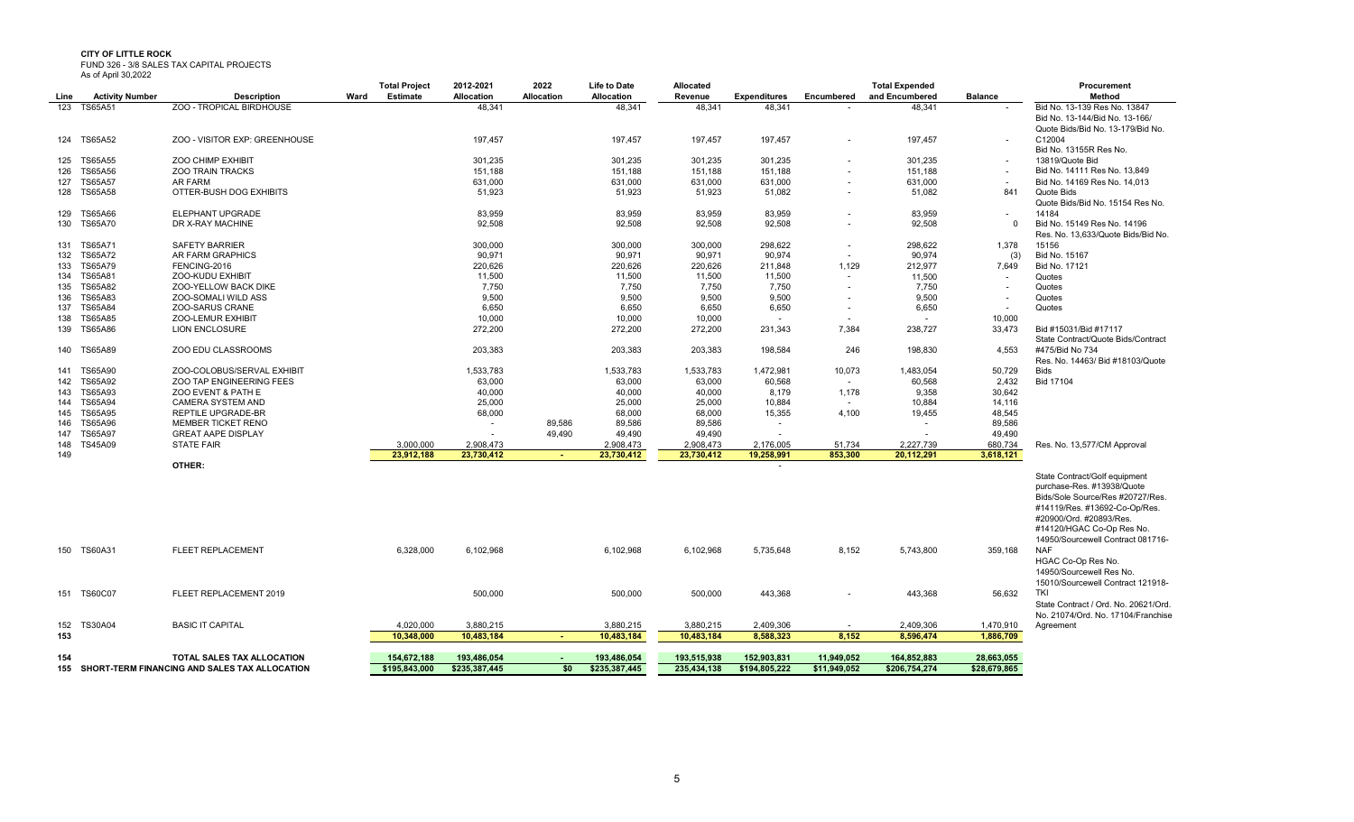**CITY OF LITTLE ROCK**

FUND 326 - 3/8 SALES TAX CAPITAL PROJECTS

As of April 30,2022

| Line | Activity Number | Description | Ward | Total Project Estimate | 2012-2021 Allocation | 2022 Allocation | Life to Date Allocation | Allocated Revenue | Expenditures | Encumbered | Total Expended and Encumbered | Balance | Procurement Method |
|---|---|---|---|---|---|---|---|---|---|---|---|---|---|
| 123 | TS65A51 | ZOO - TROPICAL BIRDHOUSE | | | 48,341 | | 48,341 | 48,341 | 48,341 | - | 48,341 | - | Bid No. 13-139 Res No. 13847 |
| 124 | TS65A52 | ZOO - VISITOR EXP: GREENHOUSE | | | 197,457 | | 197,457 | 197,457 | 197,457 | - | 197,457 | - | Bid No. 13-144/Bid No. 13-166/ Quote Bids/Bid No. 13-179/Bid No. C12004 |
| 125 | TS65A55 | ZOO CHIMP EXHIBIT | | | 301,235 | | 301,235 | 301,235 | 301,235 | - | 301,235 | - | Bid No. 13155R Res No. 13819/Quote Bid |
| 126 | TS65A56 | ZOO TRAIN TRACKS | | | 151,188 | | 151,188 | 151,188 | 151,188 | - | 151,188 | - | Bid No. 14111 Res No. 13,849 |
| 127 | TS65A57 | AR FARM | | | 631,000 | | 631,000 | 631,000 | 631,000 | - | 631,000 | - | Bid No. 14169 Res No. 14,013 |
| 128 | TS65A58 | OTTER-BUSH DOG EXHIBITS | | | 51,923 | | 51,923 | 51,923 | 51,082 | - | 51,082 | 841 | Quote Bids |
| 129 | TS65A66 | ELEPHANT UPGRADE | | | 83,959 | | 83,959 | 83,959 | 83,959 | - | 83,959 | - | Quote Bids/Bid No. 15154 Res No. 14184 |
| 130 | TS65A70 | DR X-RAY MACHINE | | | 92,508 | | 92,508 | 92,508 | 92,508 | - | 92,508 | 0 | Bid No. 15149 Res No. 14196 |
| 131 | TS65A71 | SAFETY BARRIER | | | 300,000 | | 300,000 | 300,000 | 298,622 | - | 298,622 | 1,378 | Res. No. 13,633/Quote Bids/Bid No. 15156 |
| 132 | TS65A72 | AR FARM GRAPHICS | | | 90,971 | | 90,971 | 90,971 | 90,974 | - | 90,974 | (3) | Bid No. 15167 |
| 133 | TS65A79 | FENCING-2016 | | | 220,626 | | 220,626 | 220,626 | 211,848 | 1,129 | 212,977 | 7,649 | Bid No. 17121 |
| 134 | TS65A81 | ZOO-KUDU EXHIBIT | | | 11,500 | | 11,500 | 11,500 | 11,500 | - | 11,500 | - | Quotes |
| 135 | TS65A82 | ZOO-YELLOW BACK DIKE | | | 7,750 | | 7,750 | 7,750 | 7,750 | - | 7,750 | - | Quotes |
| 136 | TS65A83 | ZOO-SOMALI WILD ASS | | | 9,500 | | 9,500 | 9,500 | 9,500 | - | 9,500 | - | Quotes |
| 137 | TS65A84 | ZOO-SARUS CRANE | | | 6,650 | | 6,650 | 6,650 | 6,650 | - | 6,650 | - | Quotes |
| 138 | TS65A85 | ZOO-LEMUR EXHIBIT | | | 10,000 | | 10,000 | 10,000 | - | - | - | 10,000 | |
| 139 | TS65A86 | LION ENCLOSURE | | | 272,200 | | 272,200 | 272,200 | 231,343 | 7,384 | 238,727 | 33,473 | Bid #15031/Bid #17117 |
| 140 | TS65A89 | ZOO EDU CLASSROOMS | | | 203,383 | | 203,383 | 203,383 | 198,584 | 246 | 198,830 | 4,553 | State Contract/Quote Bids/Contract #475/Bid No 734 |
| 141 | TS65A90 | ZOO-COLOBUS/SERVAL EXHIBIT | | | 1,533,783 | | 1,533,783 | 1,533,783 | 1,472,981 | 10,073 | 1,483,054 | 50,729 | Res. No. 14463/ Bid #18103/Quote Bids |
| 142 | TS65A92 | ZOO TAP ENGINEERING FEES | | | 63,000 | | 63,000 | 63,000 | 60,568 | - | 60,568 | 2,432 | Bid 17104 |
| 143 | TS65A93 | ZOO EVENT & PATH E | | | 40,000 | | 40,000 | 40,000 | 8,179 | 1,178 | 9,358 | 30,642 | |
| 144 | TS65A94 | CAMERA SYSTEM AND | | | 25,000 | | 25,000 | 25,000 | 10,884 | - | 10,884 | 14,116 | |
| 145 | TS65A95 | REPTILE UPGRADE-BR | | | 68,000 | | 68,000 | 68,000 | 15,355 | 4,100 | 19,455 | 48,545 | |
| 146 | TS65A96 | MEMBER TICKET RENO | | | - | 89,586 | 89,586 | 89,586 | - | | - | 89,586 | |
| 147 | TS65A97 | GREAT AAPE DISPLAY | | | - | 49,490 | 49,490 | 49,490 | - | | - | 49,490 | |
| 148 | TS45A09 | STATE FAIR | | 3,000,000 | 2,908,473 | | 2,908,473 | 2,908,473 | 2,176,005 | 51,734 | 2,227,739 | 680,734 | Res. No. 13,577/CM Approval |
| 149 | | | | **23,912,188** | **23,730,412** | **-** | **23,730,412** | **23,730,412** | **19,258,991** | **853,300** | **20,112,291** | **3,618,121** | |
| | | **OTHER:** | | | | | | | - | | | | |
| 150 | TS60A31 | FLEET REPLACEMENT | | 6,328,000 | 6,102,968 | | 6,102,968 | 6,102,968 | 5,735,648 | 8,152 | 5,743,800 | 359,168 | State Contract/Golf equipment purchase-Res. #13938/Quote Bids/Sole Source/Res #20727/Res. #14119/Res. #13692-Co-Op/Res. #20900/Ord. #20893/Res. #14120/HGAC Co-Op Res No. 14950/Sourcewell Contract 081716-NAF |
| 151 | TS60C07 | FLEET REPLACEMENT 2019 | | | 500,000 | | 500,000 | 500,000 | 443,368 | - | 443,368 | 56,632 | HGAC Co-Op Res No. 14950/Sourcewell Res No. 15010/Sourcewell Contract 121918-TKI |
| 152 | TS30A04 | BASIC IT CAPITAL | | 4,020,000 | 3,880,215 | | 3,880,215 | 3,880,215 | 2,409,306 | - | 2,409,306 | 1,470,910 | State Contract / Ord. No. 20621/Ord. No. 21074/Ord. No. 17104/Franchise Agreement |
| 153 | | | | **10,348,000** | **10,483,184** | **-** | **10,483,184** | **10,483,184** | **8,588,323** | **8,152** | **8,596,474** | **1,886,709** | |
| 154 | | **TOTAL SALES TAX ALLOCATION** | | **154,672,188** | **193,486,054** | **-** | **193,486,054** | **193,515,938** | **152,903,831** | **11,949,052** | **164,852,883** | **28,663,055** | |
| 155 | | **SHORT-TERM FINANCING AND SALES TAX ALLOCATION** | | **$195,843,000** | **$235,387,445** | **$0** | **$235,387,445** | **235,434,138** | **$194,805,222** | **$11,949,052** | **$206,754,274** | **$28,679,865** | |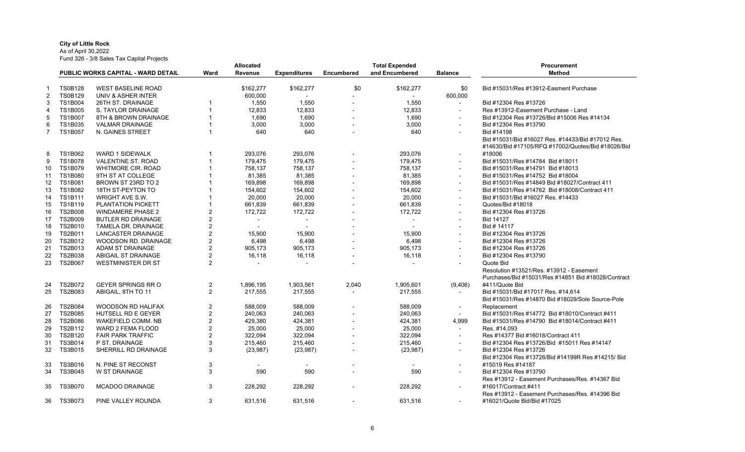**City of Little Rock**
As of April 30,2022
Fund 326 - 3/8 Sales Tax Capital Projects

| | | PUBLIC WORKS CAPITAL - WARD DETAIL | Ward | Allocated Revenue | Expenditures | Encumbered | Total Expended and Encumbered | Balance | Procurement Method |
|---|---|---|---|---|---|---|---|---|---|
| 1 | TS0B128 | WEST BASELINE ROAD | | $162,277 | $162,277 | $0 | $162,277 | $0 | Bid #15031/Res #13912-Easment Purchase |
| 2 | TS0B129 | UNIV & ASHER INTER | | 600,000 | - | - | - | 600,000 | |
| 3 | TS1B004 | 26TH ST. DRAINAGE | 1 | 1,550 | 1,550 | - | 1,550 | - | Bid #12304 Res #13726 |
| 4 | TS1B005 | S. TAYLOR DRAINAGE | 1 | 12,833 | 12,833 | - | 12,833 | - | Res #13912-Easement Purchase - Land |
| 5 | TS1B007 | 8TH & BROWN DRAINAGE | 1 | 1,690 | 1,690 | - | 1,690 | - | Bid #12304 Res #13726/Bid #15006 Res #14134 |
| 6 | TS1B035 | VALMAR DRAINAGE | 1 | 3,000 | 3,000 | - | 3,000 | - | Bid #12304 Res #13790 |
| 7 | TS1B057 | N. GAINES STREET | 1 | 640 | 640 | - | 640 | - | Bid #14198 |
| 8 | TS1B062 | WARD 1 SIDEWALK | 1 | 293,076 | 293,076 | - | 293,076 | - | Bid #15031/Bid #16027 Res. #14433/Bid #17012 Res. #14630/Bid #17105/RFQ #17002/Quotes/Bid #18026/Bid #18006 |
| 9 | TS1B078 | VALENTINE ST. ROAD | 1 | 179,475 | 179,475 | - | 179,475 | - | Bid #15031/Res #14784 Bid #18011 |
| 10 | TS1B079 | WHITMORE CIR. ROAD | 1 | 758,137 | 758,137 | - | 758,137 | - | Bid #15031/Res #14791 Bid #18013 |
| 11 | TS1B080 | 9TH ST AT COLLEGE | 1 | 81,385 | 81,385 | - | 81,385 | - | Bid #15031/Res #14752 Bid #18004 |
| 12 | TS1B081 | BROWN ST 23RD TO 2 | 1 | 169,898 | 169,898 | - | 169,898 | - | Bid #15031/Res #14849 Bid #18027/Contract 411 |
| 13 | TS1B082 | 18TH ST-PEYTON TO | 1 | 154,602 | 154,602 | - | 154,602 | - | Bid #15031/Res #14762 Bid #18008/Contract 411 |
| 14 | TS1B111 | WRIGHT AVE S.W. | 1 | 20,000 | 20,000 | - | 20,000 | - | Bid #15031/Bid #16027 Res. #14433 |
| 15 | TS1B119 | PLANTATION PICKETT | 1 | 661,839 | 661,839 | - | 661,839 | - | Quotes/Bid #18018 |
| 16 | TS2B008 | WINDAMERE PHASE 2 | 2 | 172,722 | 172,722 | - | 172,722 | - | Bid #12304 Res #13726 |
| 17 | TS2B009 | BUTLER RD DRAINAGE | 2 | - | - | - | - | - | Bid 14127 |
| 18 | TS2B010 | TAMELA DR. DRAINAGE | 2 | - | - | - | - | - | Bid # 14117 |
| 19 | TS2B011 | LANCASTER DRAINAGE | 2 | 15,900 | 15,900 | - | 15,900 | - | Bid #12304 Res #13726 |
| 20 | TS2B012 | WOODSON RD. DRAINAGE | 2 | 6,498 | 6,498 | - | 6,498 | - | Bid #12304 Res #13726 |
| 21 | TS2B013 | ADAM ST DRAINAGE | 2 | 905,173 | 905,173 | - | 905,173 | - | Bid #12304 Res #13726 |
| 22 | TS2B038 | ABIGAIL ST DRAINAGE | 2 | 16,118 | 16,118 | - | 16,118 | - | Bid #12304 Res #13790 |
| 23 | TS2B067 | WESTMINISTER DR ST | 2 | - | - | - | - | - | Quote Bid |
| 24 | TS2B072 | GEYER SPRINGS RR O | 2 | 1,896,195 | 1,903,561 | 2,040 | 1,905,601 | (9,406) | Resolution #13521/Res. #13912 - Easement Purchases/Bid #15031/Res #14851 Bid #18028/Contract #411/Quote Bid |
| 25 | TS2B083 | ABIGAIL, 8TH TO 11 | 2 | 217,555 | 217,555 | - | 217,555 | - | Bid #15031/Bid #17017 Res. #14,614 |
| 26 | TS2B084 | WOODSON RD HALIFAX | 2 | 588,009 | 588,009 | - | 588,009 | - | Bid #15031/Res #14870 Bid #18029/Sole Source-Pole Replacement |
| 27 | TS2B085 | HUTSELL RD E GEYER | 2 | 240,063 | 240,063 | - | 240,063 | - | Bid #15031/Res #14772 Bid #18010/Contract #411 |
| 28 | TS2B086 | WAKEFIELD COMM. NB | 2 | 429,380 | 424,381 | - | 424,381 | 4,999 | Bid #15031/Res #14790 Bid #18014/Contract #411 |
| 29 | TS2B112 | WARD 2 FEMA FLOOD | 2 | 25,000 | 25,000 | - | 25,000 | - | Res. #14,093 |
| 30 | TS2B120 | FAIR PARK TRAFFIC | 2 | 322,094 | 322,094 | - | 322,094 | - | Res #14377 Bid #16018/Contract 411 |
| 31 | TS3B014 | P ST. DRAINAGE | 3 | 215,460 | 215,460 | - | 215,460 | - | Bid #12304 Res #13726/Bid #15011 Res #14147 |
| 32 | TS3B015 | SHERRILL RD DRAINAGE | 3 | (23,987) | (23,987) | - | (23,987) | - | Bid #12304 Res #13726 |
| 33 | TS3B016 | N. PINE ST RECONST | 3 | - | - | - | - | - | Bid #12304 Res #13726/Bid #14199R Res #14215/ Bid #15019 Res #14187 |
| 34 | TS3B045 | W ST DRAINAGE | 3 | 590 | 590 | - | 590 | - | Bid #12304 Res #13790 |
| 35 | TS3B070 | MCADOO DRAINAGE | 3 | 228,292 | 228,292 | - | 228,292 | - | Res #13912 - Easement Purchases/Res. #14367 Bid #16017/Contract #411 |
| 36 | TS3B073 | PINE VALLEY ROUNDA | 3 | 631,516 | 631,516 | - | 631,516 | - | Res #13912 - Easement Purchases/Res. #14396 Bid #16021/Quote Bid/Bid #17025 |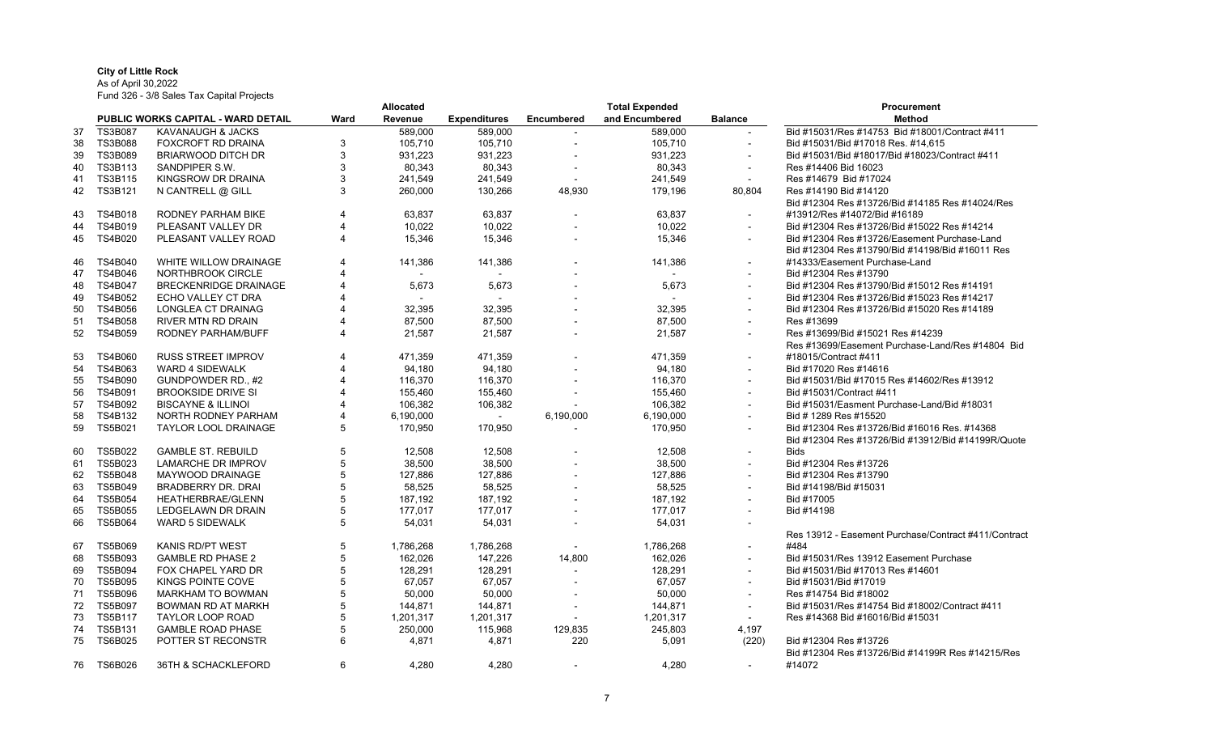**City of Little Rock**

As of April 30,2022

Fund 326 - 3/8 Sales Tax Capital Projects

| | PUBLIC WORKS CAPITAL - WARD DETAIL | | Ward | Allocated Revenue | Expenditures | Encumbered | Total Expended and Encumbered | Balance | Procurement Method |
|---|---|---|---|---|---|---|---|---|---|
| 37 | TS3B087 | KAVANAUGH & JACKS | | 589,000 | 589,000 | - | 589,000 | - | Bid #15031/Res #14753 Bid #18001/Contract #411 |
| 38 | TS3B088 | FOXCROFT RD DRAINA | 3 | 105,710 | 105,710 | - | 105,710 | - | Bid #15031/Bid #17018 Res. #14,615 |
| 39 | TS3B089 | BRIARWOOD DITCH DR | 3 | 931,223 | 931,223 | - | 931,223 | - | Bid #15031/Bid #18017/Bid #18023/Contract #411 |
| 40 | TS3B113 | SANDPIPER S.W. | 3 | 80,343 | 80,343 | - | 80,343 | - | Res #14406 Bid 16023 |
| 41 | TS3B115 | KINGSROW DR DRAINA | 3 | 241,549 | 241,549 | - | 241,549 | - | Res #14679 Bid #17024 |
| 42 | TS3B121 | N CANTRELL @ GILL | 3 | 260,000 | 130,266 | 48,930 | 179,196 | 80,804 | Res #14190 Bid #14120 |
| 43 | TS4B018 | RODNEY PARHAM BIKE | 4 | 63,837 | 63,837 | - | 63,837 | - | Bid #12304 Res #13726/Bid #14185 Res #14024/Res #13912/Res #14072/Bid #16189 |
| 44 | TS4B019 | PLEASANT VALLEY DR | 4 | 10,022 | 10,022 | - | 10,022 | - | Bid #12304 Res #13726/Bid #15022 Res #14214 |
| 45 | TS4B020 | PLEASANT VALLEY ROAD | 4 | 15,346 | 15,346 | - | 15,346 | - | Bid #12304 Res #13726/Easement Purchase-Land |
| 46 | TS4B040 | WHITE WILLOW DRAINAGE | 4 | 141,386 | 141,386 | - | 141,386 | - | Bid #12304 Res #13790/Bid #14198/Bid #16011 Res #14333/Easement Purchase-Land |
| 47 | TS4B046 | NORTHBROOK CIRCLE | 4 | - | - | - | - | - | Bid #12304 Res #13790 |
| 48 | TS4B047 | BRECKENRIDGE DRAINAGE | 4 | 5,673 | 5,673 | - | 5,673 | - | Bid #12304 Res #13790/Bid #15012 Res #14191 |
| 49 | TS4B052 | ECHO VALLEY CT DRA | 4 | - | - | - | - | - | Bid #12304 Res #13726/Bid #15023 Res #14217 |
| 50 | TS4B056 | LONGLEA CT DRAINAG | 4 | 32,395 | 32,395 | - | 32,395 | - | Bid #12304 Res #13726/Bid #15020 Res #14189 |
| 51 | TS4B058 | RIVER MTN RD DRAIN | 4 | 87,500 | 87,500 | - | 87,500 | - | Res #13699 |
| 52 | TS4B059 | RODNEY PARHAM/BUFF | 4 | 21,587 | 21,587 | - | 21,587 | - | Res #13699/Bid #15021 Res #14239 |
| 53 | TS4B060 | RUSS STREET IMPROV | 4 | 471,359 | 471,359 | - | 471,359 | - | Res #13699/Easement Purchase-Land/Res #14804 Bid #18015/Contract #411 |
| 54 | TS4B063 | WARD 4 SIDEWALK | 4 | 94,180 | 94,180 | - | 94,180 | - | Bid #17020 Res #14616 |
| 55 | TS4B090 | GUNDPOWDER RD., #2 | 4 | 116,370 | 116,370 | - | 116,370 | - | Bid #15031/Bid #17015 Res #14602/Res #13912 |
| 56 | TS4B091 | BROOKSIDE DRIVE SI | 4 | 155,460 | 155,460 | - | 155,460 | - | Bid #15031/Contract #411 |
| 57 | TS4B092 | BISCAYNE & ILLINOI | 4 | 106,382 | 106,382 | - | 106,382 | - | Bid #15031/Easment Purchase-Land/Bid #18031 |
| 58 | TS4B132 | NORTH RODNEY PARHAM | 4 | 6,190,000 | - | 6,190,000 | 6,190,000 | - | Bid # 1289 Res #15520 |
| 59 | TS5B021 | TAYLOR LOOL DRAINAGE | 5 | 170,950 | 170,950 | - | 170,950 | - | Bid #12304 Res #13726/Bid #16016 Res. #14368 |
| 60 | TS5B022 | GAMBLE ST. REBUILD | 5 | 12,508 | 12,508 | - | 12,508 | - | Bid #12304 Res #13726/Bid #13912/Bid #14199R/Quote Bids |
| 61 | TS5B023 | LAMARCHE DR IMPROV | 5 | 38,500 | 38,500 | - | 38,500 | - | Bid #12304 Res #13726 |
| 62 | TS5B048 | MAYWOOD DRAINAGE | 5 | 127,886 | 127,886 | - | 127,886 | - | Bid #12304 Res #13790 |
| 63 | TS5B049 | BRADBERRY DR. DRAI | 5 | 58,525 | 58,525 | - | 58,525 | - | Bid #14198/Bid #15031 |
| 64 | TS5B054 | HEATHERBRAE/GLENN | 5 | 187,192 | 187,192 | - | 187,192 | - | Bid #17005 |
| 65 | TS5B055 | LEDGELAWN DR DRAIN | 5 | 177,017 | 177,017 | - | 177,017 | - | Bid #14198 |
| 66 | TS5B064 | WARD 5 SIDEWALK | 5 | 54,031 | 54,031 | - | 54,031 | - | |
| 67 | TS5B069 | KANIS RD/PT WEST | 5 | 1,786,268 | 1,786,268 | - | 1,786,268 | - | Res 13912 - Easement Purchase/Contract #411/Contract #484 |
| 68 | TS5B093 | GAMBLE RD PHASE 2 | 5 | 162,026 | 147,226 | 14,800 | 162,026 | - | Bid #15031/Res 13912 Easement Purchase |
| 69 | TS5B094 | FOX CHAPEL YARD DR | 5 | 128,291 | 128,291 | - | 128,291 | - | Bid #15031/Bid #17013 Res #14601 |
| 70 | TS5B095 | KINGS POINTE COVE | 5 | 67,057 | 67,057 | - | 67,057 | - | Bid #15031/Bid #17019 |
| 71 | TS5B096 | MARKHAM TO BOWMAN | 5 | 50,000 | 50,000 | - | 50,000 | - | Res #14754 Bid #18002 |
| 72 | TS5B097 | BOWMAN RD AT MARKH | 5 | 144,871 | 144,871 | - | 144,871 | - | Bid #15031/Res #14754 Bid #18002/Contract #411 |
| 73 | TS5B117 | TAYLOR LOOP ROAD | 5 | 1,201,317 | 1,201,317 | - | 1,201,317 | - | Res #14368 Bid #16016/Bid #15031 |
| 74 | TS5B131 | GAMBLE ROAD PHASE | 5 | 250,000 | 115,968 | 129,835 | 245,803 | 4,197 | |
| 75 | TS6B025 | POTTER ST RECONSTR | 6 | 4,871 | 4,871 | 220 | 5,091 | (220) | Bid #12304 Res #13726 |
| 76 | TS6B026 | 36TH & SCHACKLEFORD | 6 | 4,280 | 4,280 | - | 4,280 | - | Bid #12304 Res #13726/Bid #14199R Res #14215/Res #14072 |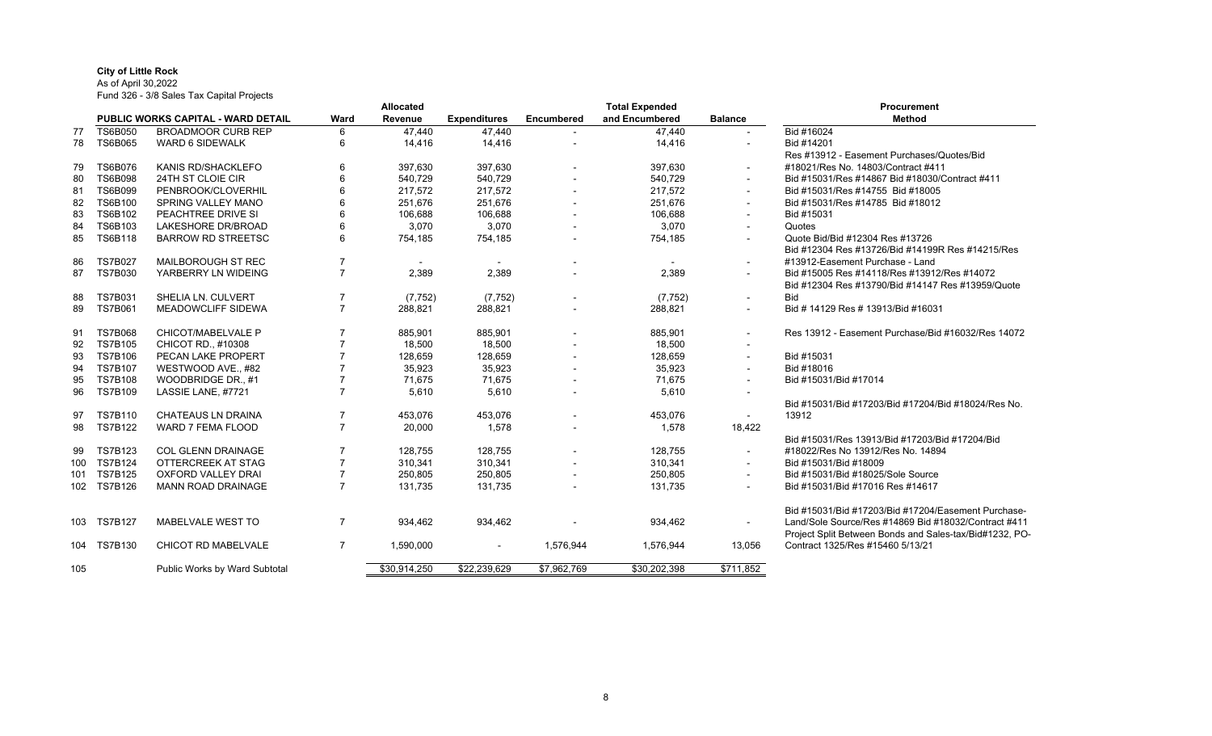**City of Little Rock**

As of April 30,2022

Fund 326 - 3/8 Sales Tax Capital Projects

| | PUBLIC WORKS CAPITAL - WARD DETAIL | | Ward | Allocated Revenue | Expenditures | Encumbered | Total Expended and Encumbered | Balance | Procurement Method |
|---|---|---|---|---|---|---|---|---|---|
| 77 | TS6B050 | BROADMOOR CURB REP | 6 | 47,440 | 47,440 | - | 47,440 | - | Bid #16024 |
| 78 | TS6B065 | WARD 6 SIDEWALK | 6 | 14,416 | 14,416 | - | 14,416 | - | Bid #14201 |
| 79 | TS6B076 | KANIS RD/SHACKLEFO | 6 | 397,630 | 397,630 | - | 397,630 | - | Res #13912 - Easement Purchases/Quotes/Bid #18021/Res No. 14803/Contract #411 |
| 80 | TS6B098 | 24TH ST CLOIE CIR | 6 | 540,729 | 540,729 | - | 540,729 | - | Bid #15031/Res #14867 Bid #18030/Contract #411 |
| 81 | TS6B099 | PENBROOK/CLOVERHIL | 6 | 217,572 | 217,572 | - | 217,572 | - | Bid #15031/Res #14755 Bid #18005 |
| 82 | TS6B100 | SPRING VALLEY MANO | 6 | 251,676 | 251,676 | - | 251,676 | - | Bid #15031/Res #14785 Bid #18012 |
| 83 | TS6B102 | PEACHTREE DRIVE SI | 6 | 106,688 | 106,688 | - | 106,688 | - | Bid #15031 |
| 84 | TS6B103 | LAKESHORE DR/BROAD | 6 | 3,070 | 3,070 | - | 3,070 | - | Quotes |
| 85 | TS6B118 | BARROW RD STREETSC | 6 | 754,185 | 754,185 | - | 754,185 | - | Quote Bid/Bid #12304 Res #13726 |
| 86 | TS7B027 | MAILBOROUGH ST REC | 7 | - | - | - | - | - | Bid #12304 Res #13726/Bid #14199R Res #14215/Res #13912-Easement Purchase - Land |
| 87 | TS7B030 | YARBERRY LN WIDEING | 7 | 2,389 | 2,389 | - | 2,389 | - | Bid #15005 Res #14118/Res #13912/Res #14072 |
| 88 | TS7B031 | SHELIA LN. CULVERT | 7 | (7,752) | (7,752) | - | (7,752) | - | Bid #12304 Res #13790/Bid #14147 Res #13959/Quote Bid |
| 89 | TS7B061 | MEADOWCLIFF SIDEWA | 7 | 288,821 | 288,821 | - | 288,821 | - | Bid # 14129 Res # 13913/Bid #16031 |
| 91 | TS7B068 | CHICOT/MABELVALE P | 7 | 885,901 | 885,901 | - | 885,901 | - | Res 13912 - Easement Purchase/Bid #16032/Res 14072 |
| 92 | TS7B105 | CHICOT RD., #10308 | 7 | 18,500 | 18,500 | - | 18,500 | - | |
| 93 | TS7B106 | PECAN LAKE PROPERT | 7 | 128,659 | 128,659 | - | 128,659 | - | Bid #15031 |
| 94 | TS7B107 | WESTWOOD AVE., #82 | 7 | 35,923 | 35,923 | - | 35,923 | - | Bid #18016 |
| 95 | TS7B108 | WOODBRIDGE DR., #1 | 7 | 71,675 | 71,675 | - | 71,675 | - | Bid #15031/Bid #17014 |
| 96 | TS7B109 | LASSIE LANE, #7721 | 7 | 5,610 | 5,610 | - | 5,610 | - | |
| 97 | TS7B110 | CHATEAUS LN DRAINA | 7 | 453,076 | 453,076 | - | 453,076 | - | Bid #15031/Bid #17203/Bid #17204/Bid #18024/Res No. 13912 |
| 98 | TS7B122 | WARD 7 FEMA FLOOD | 7 | 20,000 | 1,578 | - | 1,578 | 18,422 | |
| 99 | TS7B123 | COL GLENN DRAINAGE | 7 | 128,755 | 128,755 | - | 128,755 | - | Bid #15031/Res 13913/Bid #17203/Bid #17204/Bid #18022/Res No 13912/Res No. 14894 |
| 100 | TS7B124 | OTTERCREEK AT STAG | 7 | 310,341 | 310,341 | - | 310,341 | - | Bid #15031/Bid #18009 |
| 101 | TS7B125 | OXFORD VALLEY DRAI | 7 | 250,805 | 250,805 | - | 250,805 | - | Bid #15031/Bid #18025/Sole Source |
| 102 | TS7B126 | MANN ROAD DRAINAGE | 7 | 131,735 | 131,735 | - | 131,735 | - | Bid #15031/Bid #17016 Res #14617 |
| 103 | TS7B127 | MABELVALE WEST TO | 7 | 934,462 | 934,462 | - | 934,462 | - | Bid #15031/Bid #17203/Bid #17204/Easement Purchase-Land/Sole Source/Res #14869 Bid #18032/Contract #411 |
| 104 | TS7B130 | CHICOT RD MABELVALE | 7 | 1,590,000 | - | 1,576,944 | 1,576,944 | 13,056 | Project Split Between Bonds and Sales-tax/Bid#1232, PO-Contract 1325/Res #15460 5/13/21 |
| 105 | | Public Works by Ward Subtotal | | $30,914,250 | $22,239,629 | $7,962,769 | $30,202,398 | $711,852 | |